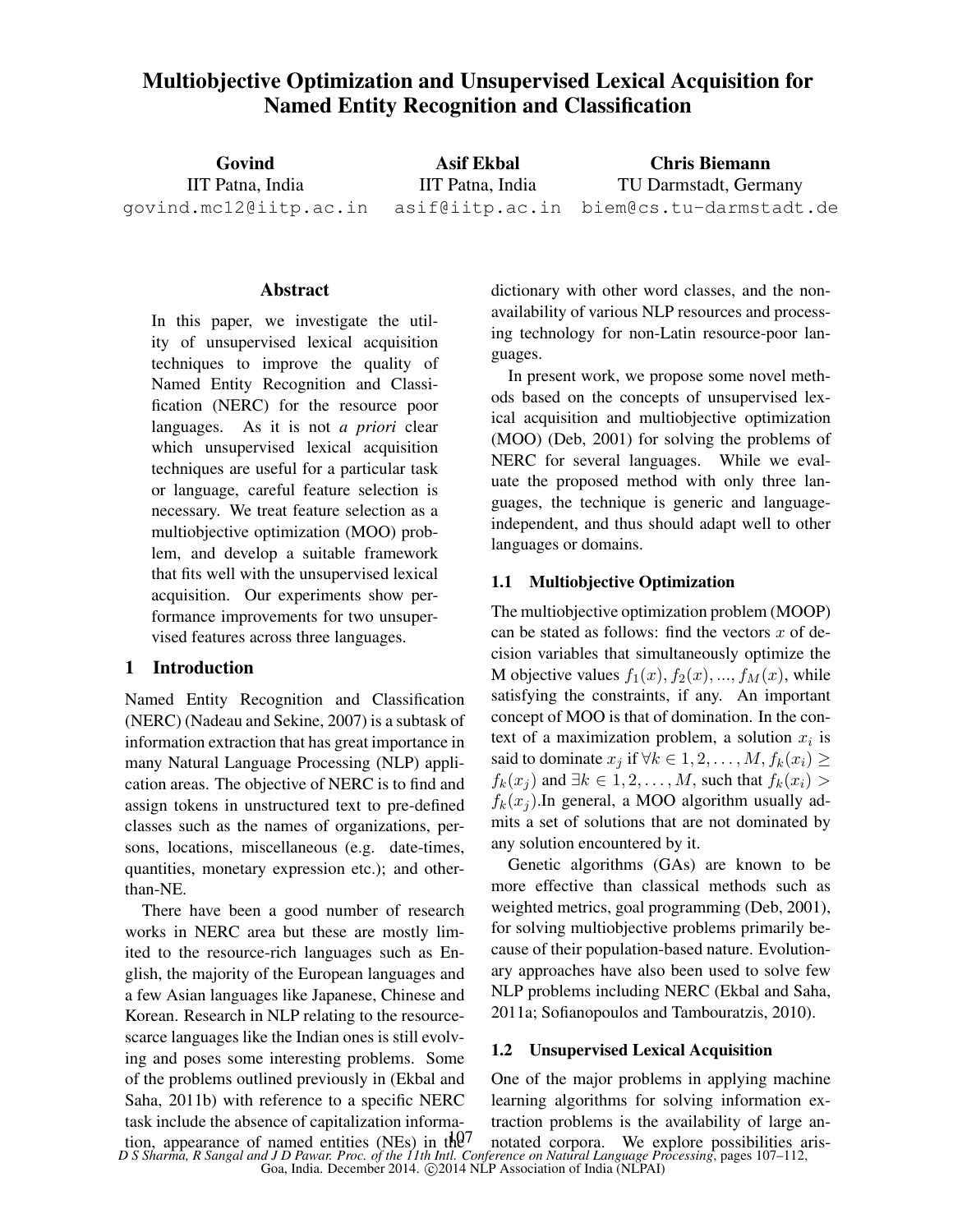# Multiobjective Optimization and Unsupervised Lexical Acquisition for Named Entity Recognition and Classification

**Govind**
IIT Patna, India
govind.mc12@iitp.ac.in

**Asif Ekbal**
IIT Patna, India
asif@iitp.ac.in

**Chris Biemann**
TU Darmstadt, Germany
biem@cs.tu-darmstadt.de

## Abstract

In this paper, we investigate the utility of unsupervised lexical acquisition techniques to improve the quality of Named Entity Recognition and Classification (NERC) for the resource poor languages. As it is not *a priori* clear which unsupervised lexical acquisition techniques are useful for a particular task or language, careful feature selection is necessary. We treat feature selection as a multiobjective optimization (MOO) problem, and develop a suitable framework that fits well with the unsupervised lexical acquisition. Our experiments show performance improvements for two unsupervised features across three languages.

## 1 Introduction

Named Entity Recognition and Classification (NERC) (Nadeau and Sekine, 2007) is a subtask of information extraction that has great importance in many Natural Language Processing (NLP) application areas. The objective of NERC is to find and assign tokens in unstructured text to pre-defined classes such as the names of organizations, persons, locations, miscellaneous (e.g. date-times, quantities, monetary expression etc.); and other-than-NE.

There have been a good number of research works in NERC area but these are mostly limited to the resource-rich languages such as English, the majority of the European languages and a few Asian languages like Japanese, Chinese and Korean. Research in NLP relating to the resource-scarce languages like the Indian ones is still evolving and poses some interesting problems. Some of the problems outlined previously in (Ekbal and Saha, 2011b) with reference to a specific NERC task include the absence of capitalization information, appearance of named entities (NEs) in the dictionary with other word classes, and the non-availability of various NLP resources and processing technology for non-Latin resource-poor languages.

In present work, we propose some novel methods based on the concepts of unsupervised lexical acquisition and multiobjective optimization (MOO) (Deb, 2001) for solving the problems of NERC for several languages. While we evaluate the proposed method with only three languages, the technique is generic and language-independent, and thus should adapt well to other languages or domains.

### 1.1 Multiobjective Optimization

The multiobjective optimization problem (MOOP) can be stated as follows: find the vectors $x$ of decision variables that simultaneously optimize the M objective values $f_1(x), f_2(x), ..., f_M(x)$, while satisfying the constraints, if any. An important concept of MOO is that of domination. In the context of a maximization problem, a solution $x_i$ is said to dominate $x_j$ if $\forall k \in 1, 2, \ldots, M, f_k(x_i) \geq f_k(x_j)$ and $\exists k \in 1, 2, \ldots, M$, such that $f_k(x_i) > f_k(x_j)$.In general, a MOO algorithm usually admits a set of solutions that are not dominated by any solution encountered by it.

Genetic algorithms (GAs) are known to be more effective than classical methods such as weighted metrics, goal programming (Deb, 2001), for solving multiobjective problems primarily because of their population-based nature. Evolutionary approaches have also been used to solve few NLP problems including NERC (Ekbal and Saha, 2011a; Sofianopoulos and Tambouratzis, 2010).

### 1.2 Unsupervised Lexical Acquisition

One of the major problems in applying machine learning algorithms for solving information extraction problems is the availability of large annotated corpora. We explore possibilities aris-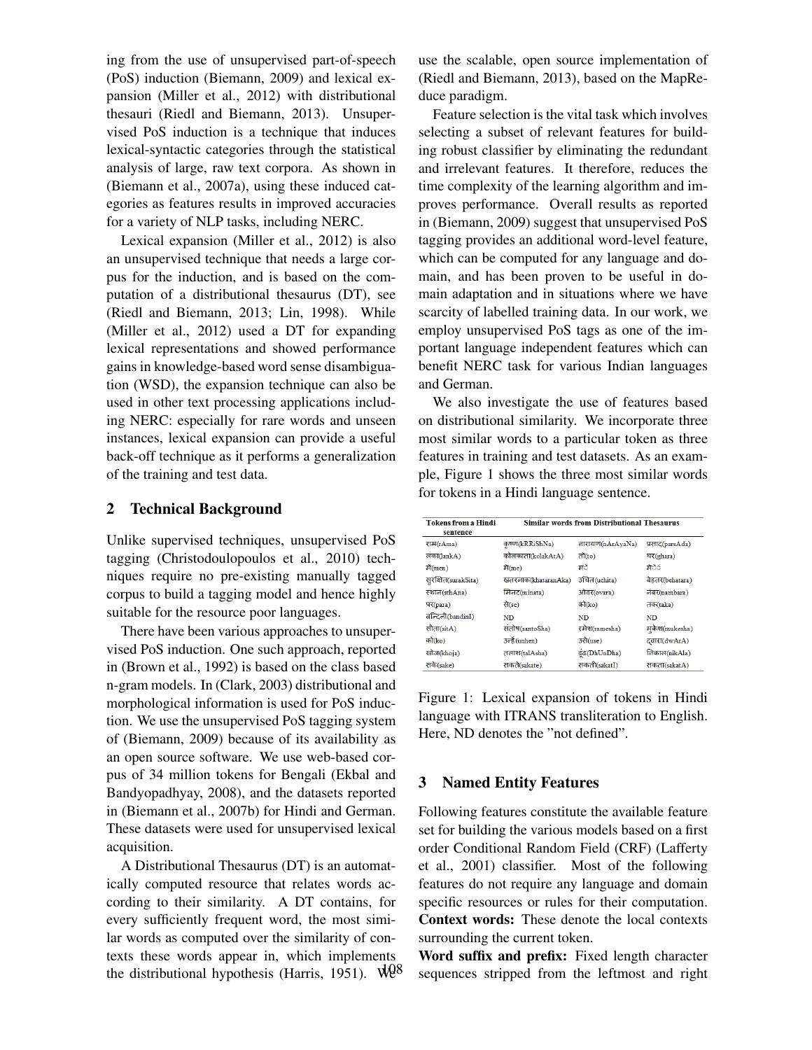ing from the use of unsupervised part-of-speech (PoS) induction (Biemann, 2009) and lexical expansion (Miller et al., 2012) with distributional thesauri (Riedl and Biemann, 2013). Unsupervised PoS induction is a technique that induces lexical-syntactic categories through the statistical analysis of large, raw text corpora. As shown in (Biemann et al., 2007a), using these induced categories as features results in improved accuracies for a variety of NLP tasks, including NERC.

Lexical expansion (Miller et al., 2012) is also an unsupervised technique that needs a large corpus for the induction, and is based on the computation of a distributional thesaurus (DT), see (Riedl and Biemann, 2013; Lin, 1998). While (Miller et al., 2012) used a DT for expanding lexical representations and showed performance gains in knowledge-based word sense disambiguation (WSD), the expansion technique can also be used in other text processing applications including NERC: especially for rare words and unseen instances, lexical expansion can provide a useful back-off technique as it performs a generalization of the training and test data.

## 2 Technical Background

Unlike supervised techniques, unsupervised PoS tagging (Christodoulopoulos et al., 2010) techniques require no pre-existing manually tagged corpus to build a tagging model and hence highly suitable for the resource poor languages.

There have been various approaches to unsupervised PoS induction. One such approach, reported in (Brown et al., 1992) is based on the class based n-gram models. In (Clark, 2003) distributional and morphological information is used for PoS induction. We use the unsupervised PoS tagging system of (Biemann, 2009) because of its availability as an open source software. We use web-based corpus of 34 million tokens for Bengali (Ekbal and Bandyopadhyay, 2008), and the datasets reported in (Biemann et al., 2007b) for Hindi and German. These datasets were used for unsupervised lexical acquisition.

A Distributional Thesaurus (DT) is an automatically computed resource that relates words according to their similarity. A DT contains, for every sufficiently frequent word, the most similar words as computed over the similarity of contexts these words appear in, which implements the distributional hypothesis (Harris, 1951). We use the scalable, open source implementation of (Riedl and Biemann, 2013), based on the MapReduce paradigm.

Feature selection is the vital task which involves selecting a subset of relevant features for building robust classifier by eliminating the redundant and irrelevant features. It therefore, reduces the time complexity of the learning algorithm and improves performance. Overall results as reported in (Biemann, 2009) suggest that unsupervised PoS tagging provides an additional word-level feature, which can be computed for any language and domain, and has been proven to be useful in domain adaptation and in situations where we have scarcity of labelled training data. In our work, we employ unsupervised PoS tags as one of the important language independent features which can benefit NERC task for various Indian languages and German.

We also investigate the use of features based on distributional similarity. We incorporate three most similar words to a particular token as three features in training and test datasets. As an example, Figure 1 shows the three most similar words for tokens in a Hindi language sentence.

| Tokens from a Hindi sentence | Similar words from Distributional Thesaurus | | |
|---|---|---|---|
| राम(rAma) | कृष्ण(kRRiShNa) | नारायण(nArAyaNa) | प्रसाद(parsAda) |
| लंका(lankA) | कोलकाता(kolakAtA) | तो(to) | घर(ghara) |
| मैं(men) | मैं(me) | मे० | मे०० |
| सुरक्षित(surakSita) | खतरनाक(khataranAka) | उचित(uchita) | बेहतर(behatara) |
| स्थान(sthAna) | मिनट(minata) | ओवर(ovara) | नंबर(nambara) |
| पर(para) | से(se) | को(ko) | तक(taka) |
| बन्दिनी(bandinI) | ND | ND | ND |
| सीता(sitA) | संतोष(santoSha) | रमेश(ramesha) | मुकेश(mukesha) |
| को(ko) | उन्हें(unhen) | उसे(use) | द्वारा(dwArA) |
| खोज(khoja) | तलाश(talAsha) | ढूंढ(DhUnDha) | निकाल(nikAla) |
| सके(sake) | सकते(sakate) | सकती(sakatI) | सकता(sakatA) |

Figure 1: Lexical expansion of tokens in Hindi language with ITRANS transliteration to English. Here, ND denotes the "not defined".

## 3 Named Entity Features

Following features constitute the available feature set for building the various models based on a first order Conditional Random Field (CRF) (Lafferty et al., 2001) classifier. Most of the following features do not require any language and domain specific resources or rules for their computation.

**Context words:** These denote the local contexts surrounding the current token.

**Word suffix and prefix:** Fixed length character sequences stripped from the leftmost and right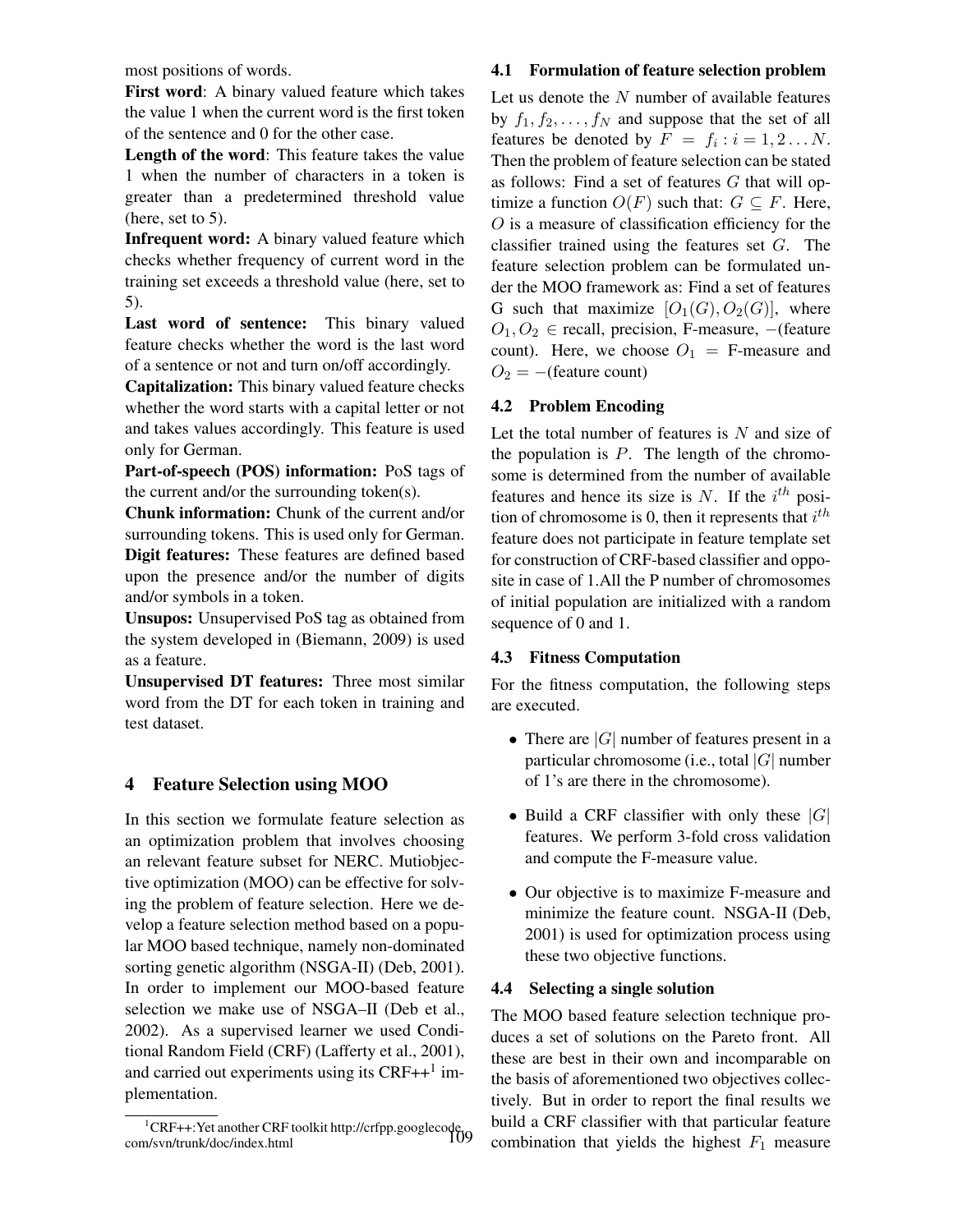most positions of words.

**First word**: A binary valued feature which takes the value 1 when the current word is the first token of the sentence and 0 for the other case.

**Length of the word**: This feature takes the value 1 when the number of characters in a token is greater than a predetermined threshold value (here, set to 5).

**Infrequent word:** A binary valued feature which checks whether frequency of current word in the training set exceeds a threshold value (here, set to 5).

**Last word of sentence:** This binary valued feature checks whether the word is the last word of a sentence or not and turn on/off accordingly.

**Capitalization:** This binary valued feature checks whether the word starts with a capital letter or not and takes values accordingly. This feature is used only for German.

**Part-of-speech (POS) information:** PoS tags of the current and/or the surrounding token(s).

**Chunk information:** Chunk of the current and/or surrounding tokens. This is used only for German.

**Digit features:** These features are defined based upon the presence and/or the number of digits and/or symbols in a token.

**Unsupos:** Unsupervised PoS tag as obtained from the system developed in (Biemann, 2009) is used as a feature.

**Unsupervised DT features:** Three most similar word from the DT for each token in training and test dataset.

## 4 Feature Selection using MOO

In this section we formulate feature selection as an optimization problem that involves choosing an relevant feature subset for NERC. Mutiobjective optimization (MOO) can be effective for solving the problem of feature selection. Here we develop a feature selection method based on a popular MOO based technique, namely non-dominated sorting genetic algorithm (NSGA-II) (Deb, 2001). In order to implement our MOO-based feature selection we make use of NSGA–II (Deb et al., 2002). As a supervised learner we used Conditional Random Field (CRF) (Lafferty et al., 2001), and carried out experiments using its CRF++[1] implementation.

[1]CRF++:Yet another CRF toolkit http://crfpp.googlecode.com/svn/trunk/doc/index.html

### 4.1 Formulation of feature selection problem

Let us denote the $N$ number of available features by $f_1, f_2, \ldots, f_N$ and suppose that the set of all features be denoted by $F = f_i : i = 1, 2 \ldots N$. Then the problem of feature selection can be stated as follows: Find a set of features $G$ that will optimize a function $O(F)$ such that: $G \subseteq F$. Here, $O$ is a measure of classification efficiency for the classifier trained using the features set $G$. The feature selection problem can be formulated under the MOO framework as: Find a set of features G such that maximize $[O_1(G), O_2(G)]$, where $O_1, O_2 \in$ recall, precision, F-measure, $-$(feature count). Here, we choose $O_1 =$ F-measure and $O_2 = -$(feature count)

### 4.2 Problem Encoding

Let the total number of features is $N$ and size of the population is $P$. The length of the chromosome is determined from the number of available features and hence its size is $N$. If the $i^{th}$ position of chromosome is 0, then it represents that $i^{th}$ feature does not participate in feature template set for construction of CRF-based classifier and opposite in case of 1.All the P number of chromosomes of initial population are initialized with a random sequence of 0 and 1.

### 4.3 Fitness Computation

For the fitness computation, the following steps are executed.

- There are $|G|$ number of features present in a particular chromosome (i.e., total $|G|$ number of 1's are there in the chromosome).
- Build a CRF classifier with only these $|G|$ features. We perform 3-fold cross validation and compute the F-measure value.
- Our objective is to maximize F-measure and minimize the feature count. NSGA-II (Deb, 2001) is used for optimization process using these two objective functions.

### 4.4 Selecting a single solution

The MOO based feature selection technique produces a set of solutions on the Pareto front. All these are best in their own and incomparable on the basis of aforementioned two objectives collectively. But in order to report the final results we build a CRF classifier with that particular feature combination that yields the highest $F_1$ measure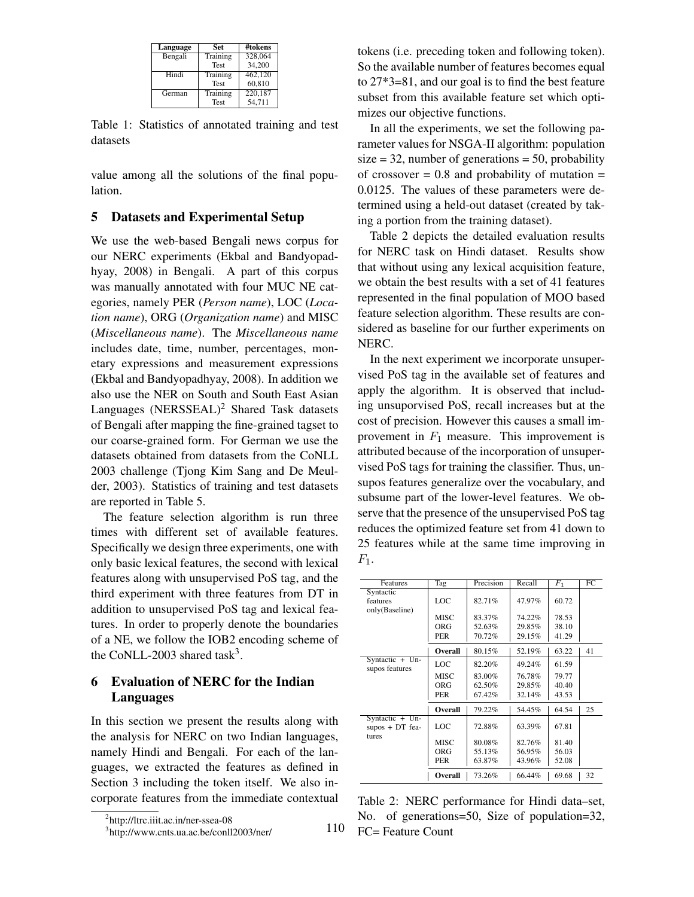| Language | Set | #tokens |
|---|---|---|
| Bengali | Training | 328,064 |
| | Test | 34,200 |
| Hindi | Training | 462,120 |
| | Test | 60,810 |
| German | Training | 220,187 |
| | Test | 54,711 |

Table 1: Statistics of annotated training and test datasets

value among all the solutions of the final population.

## 5 Datasets and Experimental Setup

We use the web-based Bengali news corpus for our NERC experiments (Ekbal and Bandyopadhyay, 2008) in Bengali. A part of this corpus was manually annotated with four MUC NE categories, namely PER (*Person name*), LOC (*Location name*), ORG (*Organization name*) and MISC (*Miscellaneous name*). The *Miscellaneous name* includes date, time, number, percentages, monetary expressions and measurement expressions (Ekbal and Bandyopadhyay, 2008). In addition we also use the NER on South and South East Asian Languages (NERSSEAL)[2] Shared Task datasets of Bengali after mapping the fine-grained tagset to our coarse-grained form. For German we use the datasets obtained from datasets from the CoNLL 2003 challenge (Tjong Kim Sang and De Meulder, 2003). Statistics of training and test datasets are reported in Table 5.

The feature selection algorithm is run three times with different set of available features. Specifically we design three experiments, one with only basic lexical features, the second with lexical features along with unsupervised PoS tag, and the third experiment with three features from DT in addition to unsupervised PoS tag and lexical features. In order to properly denote the boundaries of a NE, we follow the IOB2 encoding scheme of the CoNLL-2003 shared task[3].

## 6 Evaluation of NERC for the Indian Languages

In this section we present the results along with the analysis for NERC on two Indian languages, namely Hindi and Bengali. For each of the languages, we extracted the features as defined in Section 3 including the token itself. We also incorporate features from the immediate contextual tokens (i.e. preceding token and following token). So the available number of features becomes equal to 27*3=81, and our goal is to find the best feature subset from this available feature set which optimizes our objective functions.

In all the experiments, we set the following parameter values for NSGA-II algorithm: population size = 32, number of generations = 50, probability of crossover = 0.8 and probability of mutation = 0.0125. The values of these parameters were determined using a held-out dataset (created by taking a portion from the training dataset).

Table 2 depicts the detailed evaluation results for NERC task on Hindi dataset. Results show that without using any lexical acquisition feature, we obtain the best results with a set of 41 features represented in the final population of MOO based feature selection algorithm. These results are considered as baseline for our further experiments on NERC.

In the next experiment we incorporate unsupervised PoS tag in the available set of features and apply the algorithm. It is observed that including unsuporvised PoS, recall increases but at the cost of precision. However this causes a small improvement in $F_1$ measure. This improvement is attributed because of the incorporation of unsupervised PoS tags for training the classifier. Thus, unsupos features generalize over the vocabulary, and subsume part of the lower-level features. We observe that the presence of the unsupervised PoS tag reduces the optimized feature set from 41 down to 25 features while at the same time improving in $F_1$.

| Features | Tag | Precision | Recall | $F_1$ | FC |
|---|---|---|---|---|---|
| Syntactic features only(Baseline) | LOC | 82.71% | 47.97% | 60.72 | |
| | MISC | 83.37% | 74.22% | 78.53 | |
| | ORG | 52.63% | 29.85% | 38.10 | |
| | PER | 70.72% | 29.15% | 41.29 | |
| | **Overall** | 80.15% | 52.19% | 63.22 | 41 |
| Syntactic + Unsupos features | LOC | 82.20% | 49.24% | 61.59 | |
| | MISC | 83.00% | 76.78% | 79.77 | |
| | ORG | 62.50% | 29.85% | 40.40 | |
| | PER | 67.42% | 32.14% | 43.53 | |
| | **Overall** | 79.22% | 54.45% | 64.54 | 25 |
| Syntactic + Unsupos + DT features | LOC | 72.88% | 63.39% | 67.81 | |
| | MISC | 80.08% | 82.76% | 81.40 | |
| | ORG | 55.13% | 56.95% | 56.03 | |
| | PER | 63.87% | 43.96% | 52.08 | |
| | **Overall** | 73.26% | 66.44% | 69.68 | 32 |

Table 2: NERC performance for Hindi data–set, No. of generations=50, Size of population=32, FC= Feature Count

[2] http://ltrc.iiit.ac.in/ner-ssea-08

[3] http://www.cnts.ua.ac.be/conll2003/ner/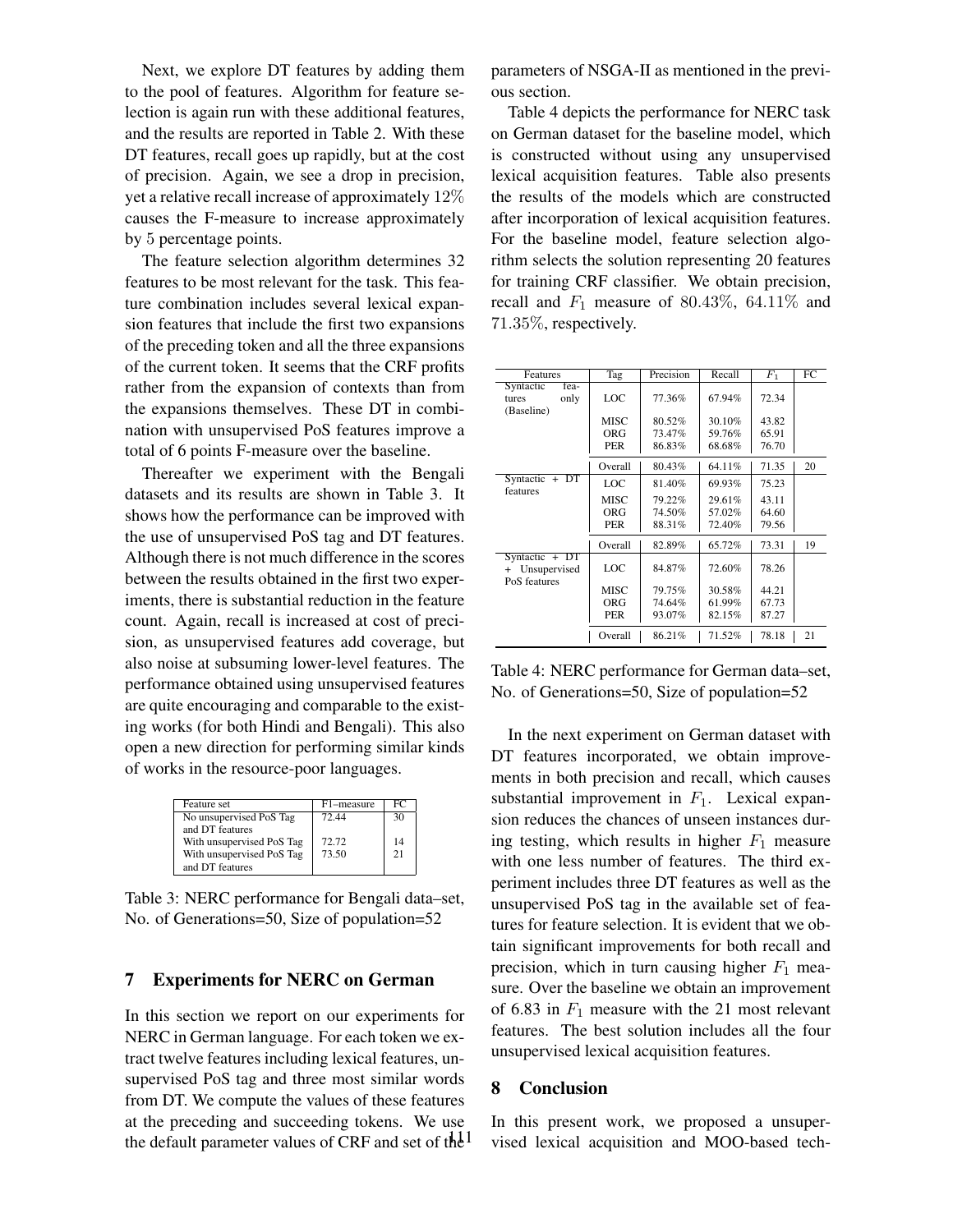Next, we explore DT features by adding them to the pool of features. Algorithm for feature selection is again run with these additional features, and the results are reported in Table 2. With these DT features, recall goes up rapidly, but at the cost of precision. Again, we see a drop in precision, yet a relative recall increase of approximately 12% causes the F-measure to increase approximately by 5 percentage points.

The feature selection algorithm determines 32 features to be most relevant for the task. This feature combination includes several lexical expansion features that include the first two expansions of the preceding token and all the three expansions of the current token. It seems that the CRF profits rather from the expansion of contexts than from the expansions themselves. These DT in combination with unsupervised PoS features improve a total of 6 points F-measure over the baseline.

Thereafter we experiment with the Bengali datasets and its results are shown in Table 3. It shows how the performance can be improved with the use of unsupervised PoS tag and DT features. Although there is not much difference in the scores between the results obtained in the first two experiments, there is substantial reduction in the feature count. Again, recall is increased at cost of precision, as unsupervised features add coverage, but also noise at subsuming lower-level features. The performance obtained using unsupervised features are quite encouraging and comparable to the existing works (for both Hindi and Bengali). This also open a new direction for performing similar kinds of works in the resource-poor languages.

| Feature set | F1–measure | FC |
|---|---|---|
| No unsupervised PoS Tag and DT features | 72.44 | 30 |
| With unsupervised PoS Tag | 72.72 | 14 |
| With unsupervised PoS Tag and DT features | 73.50 | 21 |

Table 3: NERC performance for Bengali data–set, No. of Generations=50, Size of population=52

## 7 Experiments for NERC on German

In this section we report on our experiments for NERC in German language. For each token we extract twelve features including lexical features, unsupervised PoS tag and three most similar words from DT. We compute the values of these features at the preceding and succeeding tokens. We use the default parameter values of CRF and set of the parameters of NSGA-II as mentioned in the previous section.

Table 4 depicts the performance for NERC task on German dataset for the baseline model, which is constructed without using any unsupervised lexical acquisition features. Table also presents the results of the models which are constructed after incorporation of lexical acquisition features. For the baseline model, feature selection algorithm selects the solution representing 20 features for training CRF classifier. We obtain precision, recall and $F_1$ measure of 80.43%, 64.11% and 71.35%, respectively.

| Features | Tag | Precision | Recall | $F_1$ | FC |
|---|---|---|---|---|---|
| Syntactic features only (Baseline) | LOC | 77.36% | 67.94% | 72.34 | |
| | MISC | 80.52% | 30.10% | 43.82 | |
| | ORG | 73.47% | 59.76% | 65.91 | |
| | PER | 86.83% | 68.68% | 76.70 | |
| | Overall | 80.43% | 64.11% | 71.35 | 20 |
| Syntactic + DT features | LOC | 81.40% | 69.93% | 75.23 | |
| | MISC | 79.22% | 29.61% | 43.11 | |
| | ORG | 74.50% | 57.02% | 64.60 | |
| | PER | 88.31% | 72.40% | 79.56 | |
| | Overall | 82.89% | 65.72% | 73.31 | 19 |
| Syntactic + DT + Unsupervised PoS features | LOC | 84.87% | 72.60% | 78.26 | |
| | MISC | 79.75% | 30.58% | 44.21 | |
| | ORG | 74.64% | 61.99% | 67.73 | |
| | PER | 93.07% | 82.15% | 87.27 | |
| | Overall | 86.21% | 71.52% | 78.18 | 21 |

Table 4: NERC performance for German data–set, No. of Generations=50, Size of population=52

In the next experiment on German dataset with DT features incorporated, we obtain improvements in both precision and recall, which causes substantial improvement in $F_1$. Lexical expansion reduces the chances of unseen instances during testing, which results in higher $F_1$ measure with one less number of features. The third experiment includes three DT features as well as the unsupervised PoS tag in the available set of features for feature selection. It is evident that we obtain significant improvements for both recall and precision, which in turn causing higher $F_1$ measure. Over the baseline we obtain an improvement of 6.83 in $F_1$ measure with the 21 most relevant features. The best solution includes all the four unsupervised lexical acquisition features.

## 8 Conclusion

In this present work, we proposed a unsupervised lexical acquisition and MOO-based tech-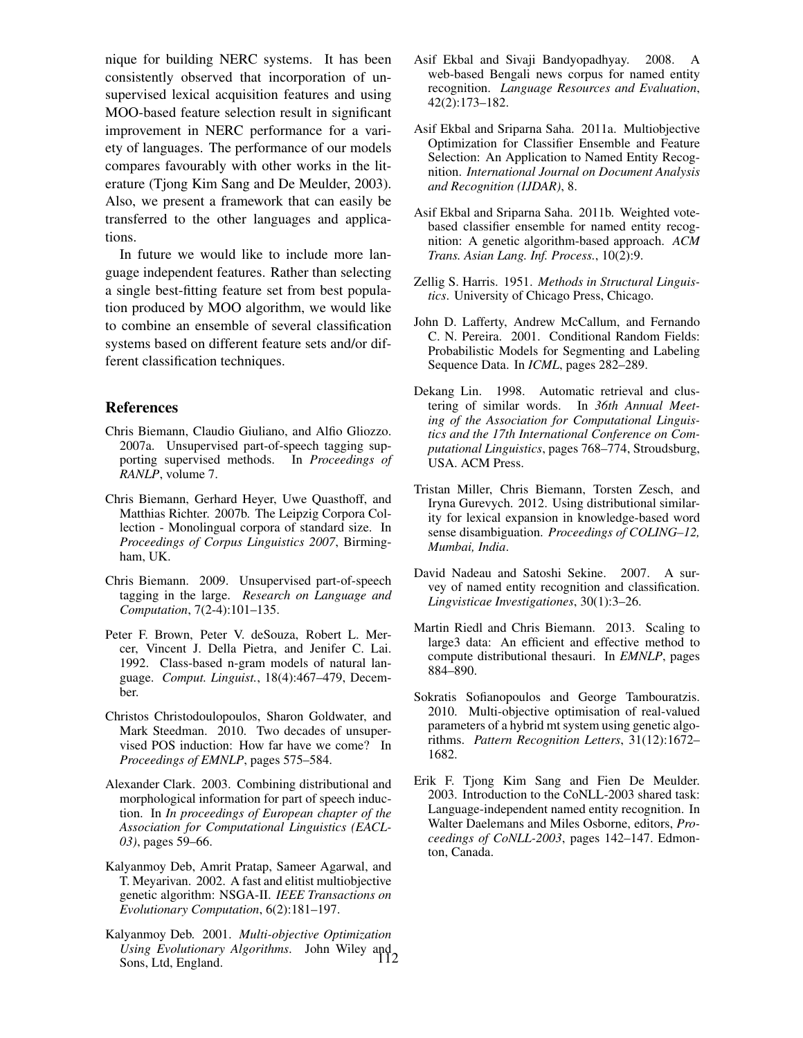nique for building NERC systems. It has been consistently observed that incorporation of unsupervised lexical acquisition features and using MOO-based feature selection result in significant improvement in NERC performance for a variety of languages. The performance of our models compares favourably with other works in the literature (Tjong Kim Sang and De Meulder, 2003). Also, we present a framework that can easily be transferred to the other languages and applications.

In future we would like to include more language independent features. Rather than selecting a single best-fitting feature set from best population produced by MOO algorithm, we would like to combine an ensemble of several classification systems based on different feature sets and/or different classification techniques.

## References

Chris Biemann, Claudio Giuliano, and Alfio Gliozzo. 2007a. Unsupervised part-of-speech tagging supporting supervised methods. In *Proceedings of RANLP*, volume 7.

Chris Biemann, Gerhard Heyer, Uwe Quasthoff, and Matthias Richter. 2007b. The Leipzig Corpora Collection - Monolingual corpora of standard size. In *Proceedings of Corpus Linguistics 2007*, Birmingham, UK.

Chris Biemann. 2009. Unsupervised part-of-speech tagging in the large. *Research on Language and Computation*, 7(2-4):101–135.

Peter F. Brown, Peter V. deSouza, Robert L. Mercer, Vincent J. Della Pietra, and Jenifer C. Lai. 1992. Class-based n-gram models of natural language. *Comput. Linguist.*, 18(4):467–479, December.

Christos Christodoulopoulos, Sharon Goldwater, and Mark Steedman. 2010. Two decades of unsupervised POS induction: How far have we come? In *Proceedings of EMNLP*, pages 575–584.

Alexander Clark. 2003. Combining distributional and morphological information for part of speech induction. In *In proceedings of European chapter of the Association for Computational Linguistics (EACL-03)*, pages 59–66.

Kalyanmoy Deb, Amrit Pratap, Sameer Agarwal, and T. Meyarivan. 2002. A fast and elitist multiobjective genetic algorithm: NSGA-II. *IEEE Transactions on Evolutionary Computation*, 6(2):181–197.

Kalyanmoy Deb. 2001. *Multi-objective Optimization Using Evolutionary Algorithms*. John Wiley and Sons, Ltd, England.

Asif Ekbal and Sivaji Bandyopadhyay. 2008. A web-based Bengali news corpus for named entity recognition. *Language Resources and Evaluation*, 42(2):173–182.

Asif Ekbal and Sriparna Saha. 2011a. Multiobjective Optimization for Classifier Ensemble and Feature Selection: An Application to Named Entity Recognition. *International Journal on Document Analysis and Recognition (IJDAR)*, 8.

Asif Ekbal and Sriparna Saha. 2011b. Weighted vote-based classifier ensemble for named entity recognition: A genetic algorithm-based approach. *ACM Trans. Asian Lang. Inf. Process.*, 10(2):9.

Zellig S. Harris. 1951. *Methods in Structural Linguistics*. University of Chicago Press, Chicago.

John D. Lafferty, Andrew McCallum, and Fernando C. N. Pereira. 2001. Conditional Random Fields: Probabilistic Models for Segmenting and Labeling Sequence Data. In *ICML*, pages 282–289.

Dekang Lin. 1998. Automatic retrieval and clustering of similar words. In *36th Annual Meeting of the Association for Computational Linguistics and the 17th International Conference on Computational Linguistics*, pages 768–774, Stroudsburg, USA. ACM Press.

Tristan Miller, Chris Biemann, Torsten Zesch, and Iryna Gurevych. 2012. Using distributional similarity for lexical expansion in knowledge-based word sense disambiguation. *Proceedings of COLING–12, Mumbai, India*.

David Nadeau and Satoshi Sekine. 2007. A survey of named entity recognition and classification. *Lingvisticae Investigationes*, 30(1):3–26.

Martin Riedl and Chris Biemann. 2013. Scaling to large3 data: An efficient and effective method to compute distributional thesauri. In *EMNLP*, pages 884–890.

Sokratis Sofianopoulos and George Tambouratzis. 2010. Multi-objective optimisation of real-valued parameters of a hybrid mt system using genetic algorithms. *Pattern Recognition Letters*, 31(12):1672–1682.

Erik F. Tjong Kim Sang and Fien De Meulder. 2003. Introduction to the CoNLL-2003 shared task: Language-independent named entity recognition. In Walter Daelemans and Miles Osborne, editors, *Proceedings of CoNLL-2003*, pages 142–147. Edmonton, Canada.